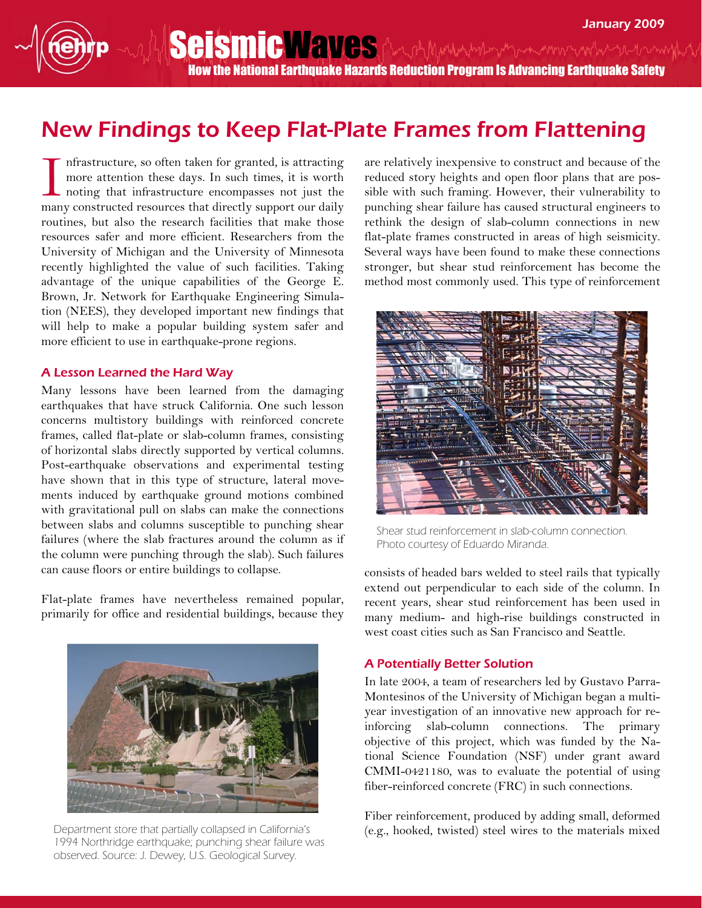# New Findings to Keep Flat-Plate Frames from Flattening

Infrastructure, so often taken for granted, is attracting more attention these days. In such times, it is worth noting that infrastructure encompasses not just the many constructed resources that directly support our daily routines, but also the research facilities that make those resources safer and more efficient. Researchers from the University of Michigan and the University of Minnesota recently highlighted the value of such facilities. Taking advantage of the unique capabilities of the George E. Brown, Jr. Network for Earthquake Engineering Simulation (NEES), they developed important new findings that will help to make a popular building system safer and more efficient to use in earthquake-prone regions.

## A Lesson Learned the Hard Way

Many lessons have been learned from the damaging earthquakes that have struck California. One such lesson concerns multistory buildings with reinforced concrete frames, called flat-plate or slab-column frames, consisting of horizontal slabs directly supported by vertical columns. Post-earthquake observations and experimental testing have shown that in this type of structure, lateral movements induced by earthquake ground motions combined with gravitational pull on slabs can make the connections between slabs and columns susceptible to punching shear failures (where the slab fractures around the column as if the column were punching through the slab). Such failures can cause floors or entire buildings to collapse.

Flat-plate frames have nevertheless remained popular, primarily for office and residential buildings, because they are relatively inexpensive to construct and because of the reduced story heights and open floor plans that are possible with such framing. However, their vulnerability to punching shear failure has caused structural engineers to rethink the design of slab-column connections in new flat-plate frames constructed in areas of high seismicity. Several ways have been found to make these connections stronger, but shear stud reinforcement has become the method most commonly used. This type of reinforcement consists of headed bars welded to steel rails that typically extend out perpendicular to each side of the column. In recent years, shear stud reinforcement has been used in many medium- and high-rise buildings constructed in west coast cities such as San Francisco and Seattle.

Department store that partially collapsed in California's 1994 Northridge earthquake; punching shear failure was observed. Source: J. Dewey, U.S. Geological Survey.

Shear stud reinforcement in slab-column connection. Photo courtesy of Eduardo Miranda.

## A Potentially Better Solution

In late 2004, a team of researchers led by Gustavo Parra-Montesinos of the University of Michigan began a multi-year investigation of an innovative new approach for reinforcing slab-column connections. The primary objective of this project, which was funded by the National Science Foundation (NSF) under grant award CMMI-0421180, was to evaluate the potential of using fiber-reinforced concrete (FRC) in such connections.

Fiber reinforcement, produced by adding small, deformed (e.g., hooked, twisted) steel wires to the materials mixed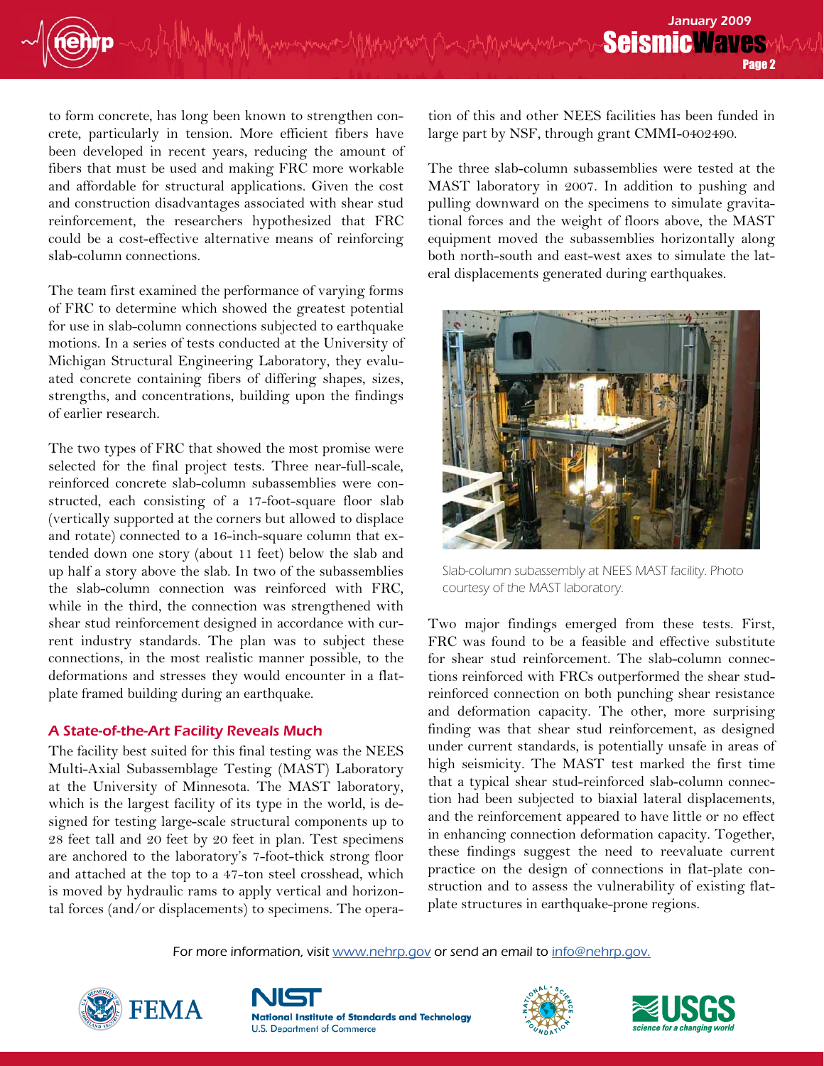to form concrete, has long been known to strengthen concrete, particularly in tension. More efficient fibers have been developed in recent years, reducing the amount of fibers that must be used and making FRC more workable and affordable for structural applications. Given the cost and construction disadvantages associated with shear stud reinforcement, the researchers hypothesized that FRC could be a cost-effective alternative means of reinforcing slab-column connections.

The team first examined the performance of varying forms of FRC to determine which showed the greatest potential for use in slab-column connections subjected to earthquake motions. In a series of tests conducted at the University of Michigan Structural Engineering Laboratory, they evaluated concrete containing fibers of differing shapes, sizes, strengths, and concentrations, building upon the findings of earlier research.

The two types of FRC that showed the most promise were selected for the final project tests. Three near-full-scale, reinforced concrete slab-column subassemblies were constructed, each consisting of a 17-foot-square floor slab (vertically supported at the corners but allowed to displace and rotate) connected to a 16-inch-square column that extended down one story (about 11 feet) below the slab and up half a story above the slab. In two of the subassemblies the slab-column connection was reinforced with FRC, while in the third, the connection was strengthened with shear stud reinforcement designed in accordance with current industry standards. The plan was to subject these connections, in the most realistic manner possible, to the deformations and stresses they would encounter in a flat-plate framed building during an earthquake.

### A State-of-the-Art Facility Reveals Much

The facility best suited for this final testing was the NEES Multi-Axial Subassemblage Testing (MAST) Laboratory at the University of Minnesota. The MAST laboratory, which is the largest facility of its type in the world, is designed for testing large-scale structural components up to 28 feet tall and 20 feet by 20 feet in plan. Test specimens are anchored to the laboratory's 7-foot-thick strong floor and attached at the top to a 47-ton steel crosshead, which is moved by hydraulic rams to apply vertical and horizontal forces (and/or displacements) to specimens. The operation of this and other NEES facilities has been funded in large part by NSF, through grant CMMI-0402490.

The three slab-column subassemblies were tested at the MAST laboratory in 2007. In addition to pushing and pulling downward on the specimens to simulate gravitational forces and the weight of floors above, the MAST equipment moved the subassemblies horizontally along both north-south and east-west axes to simulate the lateral displacements generated during earthquakes.

Slab-column subassembly at NEES MAST facility. Photo courtesy of the MAST laboratory.

Two major findings emerged from these tests. First, FRC was found to be a feasible and effective substitute for shear stud reinforcement. The slab-column connections reinforced with FRCs outperformed the shear stud-reinforced connection on both punching shear resistance and deformation capacity. The other, more surprising finding was that shear stud reinforcement, as designed under current standards, is potentially unsafe in areas of high seismicity. The MAST test marked the first time that a typical shear stud-reinforced slab-column connection had been subjected to biaxial lateral displacements, and the reinforcement appeared to have little or no effect in enhancing connection deformation capacity. Together, these findings suggest the need to reevaluate current practice on the design of connections in flat-plate construction and to assess the vulnerability of existing flat-plate structures in earthquake-prone regions.

For more information, visit www.nehrp.gov or send an email to info@nehrp.gov.